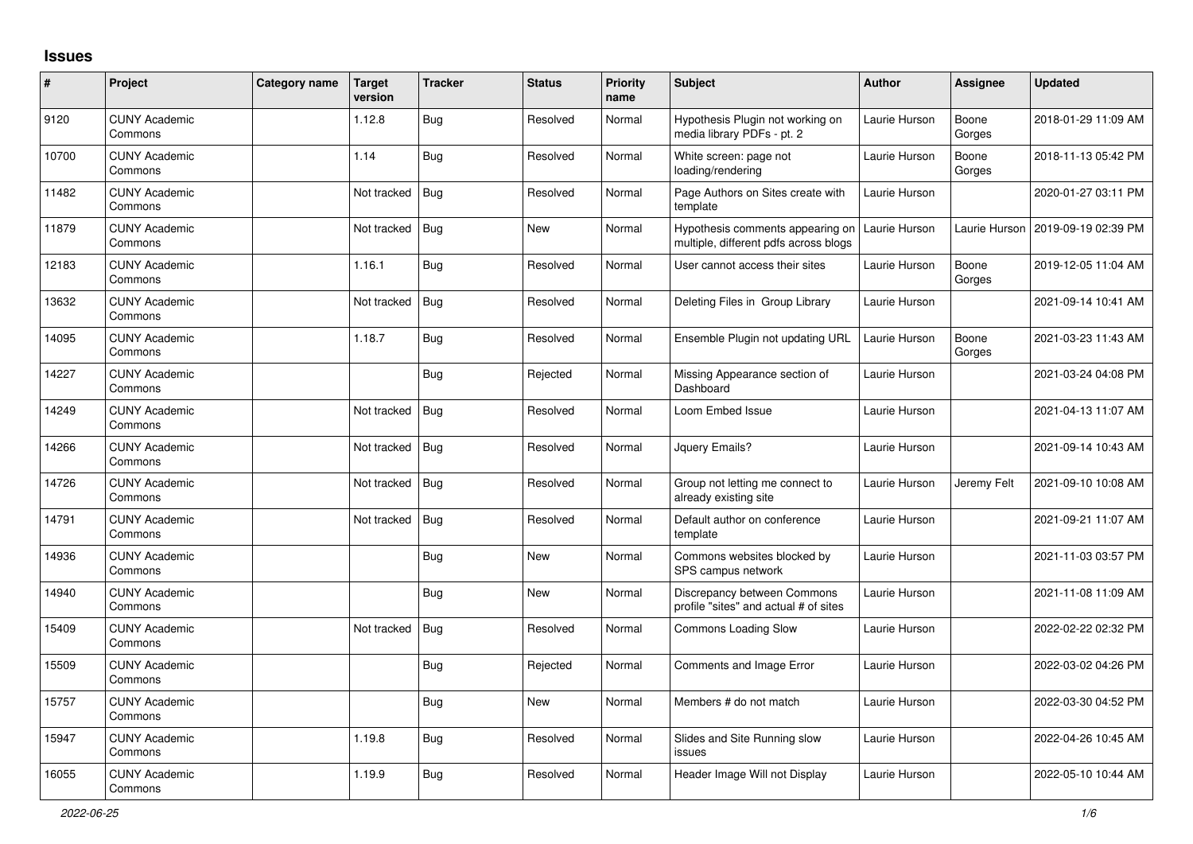## Issues

| # | Project | Category name | Target version | Tracker | Status | Priority name | Subject | Author | Assignee | Updated |
|---|---|---|---|---|---|---|---|---|---|---|
| 9120 | CUNY Academic Commons | | 1.12.8 | Bug | Resolved | Normal | Hypothesis Plugin not working on media library PDFs - pt. 2 | Laurie Hurson | Boone Gorges | 2018-01-29 11:09 AM |
| 10700 | CUNY Academic Commons | | 1.14 | Bug | Resolved | Normal | White screen: page not loading/rendering | Laurie Hurson | Boone Gorges | 2018-11-13 05:42 PM |
| 11482 | CUNY Academic Commons | | Not tracked | Bug | Resolved | Normal | Page Authors on Sites create with template | Laurie Hurson | | 2020-01-27 03:11 PM |
| 11879 | CUNY Academic Commons | | Not tracked | Bug | New | Normal | Hypothesis comments appearing on multiple, different pdfs across blogs | Laurie Hurson | Laurie Hurson | 2019-09-19 02:39 PM |
| 12183 | CUNY Academic Commons | | 1.16.1 | Bug | Resolved | Normal | User cannot access their sites | Laurie Hurson | Boone Gorges | 2019-12-05 11:04 AM |
| 13632 | CUNY Academic Commons | | Not tracked | Bug | Resolved | Normal | Deleting Files in Group Library | Laurie Hurson | | 2021-09-14 10:41 AM |
| 14095 | CUNY Academic Commons | | 1.18.7 | Bug | Resolved | Normal | Ensemble Plugin not updating URL | Laurie Hurson | Boone Gorges | 2021-03-23 11:43 AM |
| 14227 | CUNY Academic Commons | | | Bug | Rejected | Normal | Missing Appearance section of Dashboard | Laurie Hurson | | 2021-03-24 04:08 PM |
| 14249 | CUNY Academic Commons | | Not tracked | Bug | Resolved | Normal | Loom Embed Issue | Laurie Hurson | | 2021-04-13 11:07 AM |
| 14266 | CUNY Academic Commons | | Not tracked | Bug | Resolved | Normal | Jquery Emails? | Laurie Hurson | | 2021-09-14 10:43 AM |
| 14726 | CUNY Academic Commons | | Not tracked | Bug | Resolved | Normal | Group not letting me connect to already existing site | Laurie Hurson | Jeremy Felt | 2021-09-10 10:08 AM |
| 14791 | CUNY Academic Commons | | Not tracked | Bug | Resolved | Normal | Default author on conference template | Laurie Hurson | | 2021-09-21 11:07 AM |
| 14936 | CUNY Academic Commons | | | Bug | New | Normal | Commons websites blocked by SPS campus network | Laurie Hurson | | 2021-11-03 03:57 PM |
| 14940 | CUNY Academic Commons | | | Bug | New | Normal | Discrepancy between Commons profile "sites" and actual # of sites | Laurie Hurson | | 2021-11-08 11:09 AM |
| 15409 | CUNY Academic Commons | | Not tracked | Bug | Resolved | Normal | Commons Loading Slow | Laurie Hurson | | 2022-02-22 02:32 PM |
| 15509 | CUNY Academic Commons | | | Bug | Rejected | Normal | Comments and Image Error | Laurie Hurson | | 2022-03-02 04:26 PM |
| 15757 | CUNY Academic Commons | | | Bug | New | Normal | Members # do not match | Laurie Hurson | | 2022-03-30 04:52 PM |
| 15947 | CUNY Academic Commons | | 1.19.8 | Bug | Resolved | Normal | Slides and Site Running slow issues | Laurie Hurson | | 2022-04-26 10:45 AM |
| 16055 | CUNY Academic Commons | | 1.19.9 | Bug | Resolved | Normal | Header Image Will not Display | Laurie Hurson | | 2022-05-10 10:44 AM |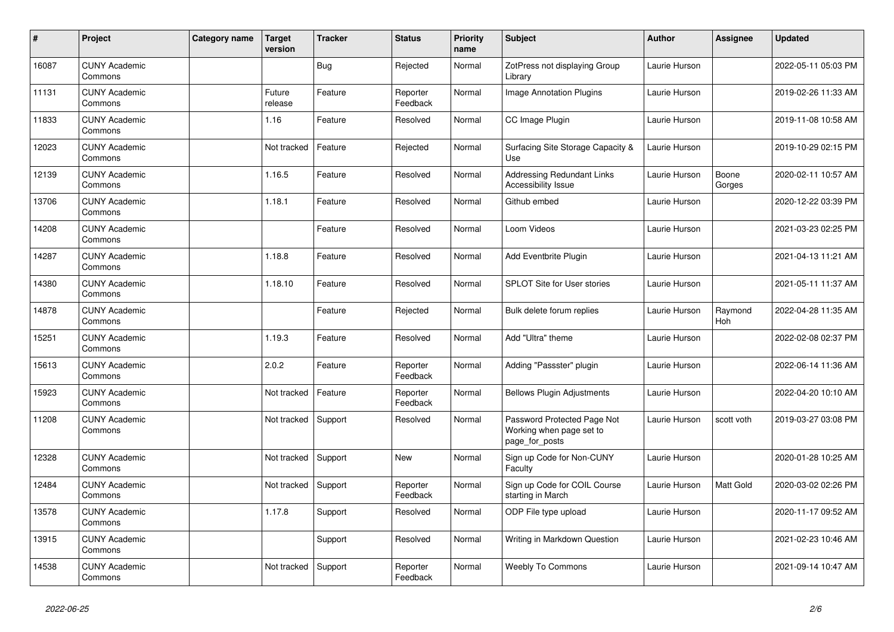| # | Project | Category name | Target version | Tracker | Status | Priority name | Subject | Author | Assignee | Updated |
|---|---|---|---|---|---|---|---|---|---|---|
| 16087 | CUNY Academic Commons | | | Bug | Rejected | Normal | ZotPress not displaying Group Library | Laurie Hurson | | 2022-05-11 05:03 PM |
| 11131 | CUNY Academic Commons | | Future release | Feature | Reporter Feedback | Normal | Image Annotation Plugins | Laurie Hurson | | 2019-02-26 11:33 AM |
| 11833 | CUNY Academic Commons | | 1.16 | Feature | Resolved | Normal | CC Image Plugin | Laurie Hurson | | 2019-11-08 10:58 AM |
| 12023 | CUNY Academic Commons | | Not tracked | Feature | Rejected | Normal | Surfacing Site Storage Capacity & Use | Laurie Hurson | | 2019-10-29 02:15 PM |
| 12139 | CUNY Academic Commons | | 1.16.5 | Feature | Resolved | Normal | Addressing Redundant Links Accessibility Issue | Laurie Hurson | Boone Gorges | 2020-02-11 10:57 AM |
| 13706 | CUNY Academic Commons | | 1.18.1 | Feature | Resolved | Normal | Github embed | Laurie Hurson | | 2020-12-22 03:39 PM |
| 14208 | CUNY Academic Commons | | | Feature | Resolved | Normal | Loom Videos | Laurie Hurson | | 2021-03-23 02:25 PM |
| 14287 | CUNY Academic Commons | | 1.18.8 | Feature | Resolved | Normal | Add Eventbrite Plugin | Laurie Hurson | | 2021-04-13 11:21 AM |
| 14380 | CUNY Academic Commons | | 1.18.10 | Feature | Resolved | Normal | SPLOT Site for User stories | Laurie Hurson | | 2021-05-11 11:37 AM |
| 14878 | CUNY Academic Commons | | | Feature | Rejected | Normal | Bulk delete forum replies | Laurie Hurson | Raymond Hoh | 2022-04-28 11:35 AM |
| 15251 | CUNY Academic Commons | | 1.19.3 | Feature | Resolved | Normal | Add "Ultra" theme | Laurie Hurson | | 2022-02-08 02:37 PM |
| 15613 | CUNY Academic Commons | | 2.0.2 | Feature | Reporter Feedback | Normal | Adding "Passster" plugin | Laurie Hurson | | 2022-06-14 11:36 AM |
| 15923 | CUNY Academic Commons | | Not tracked | Feature | Reporter Feedback | Normal | Bellows Plugin Adjustments | Laurie Hurson | | 2022-04-20 10:10 AM |
| 11208 | CUNY Academic Commons | | Not tracked | Support | Resolved | Normal | Password Protected Page Not Working when page set to page_for_posts | Laurie Hurson | scott voth | 2019-03-27 03:08 PM |
| 12328 | CUNY Academic Commons | | Not tracked | Support | New | Normal | Sign up Code for Non-CUNY Faculty | Laurie Hurson | | 2020-01-28 10:25 AM |
| 12484 | CUNY Academic Commons | | Not tracked | Support | Reporter Feedback | Normal | Sign up Code for COIL Course starting in March | Laurie Hurson | Matt Gold | 2020-03-02 02:26 PM |
| 13578 | CUNY Academic Commons | | 1.17.8 | Support | Resolved | Normal | ODP File type upload | Laurie Hurson | | 2020-11-17 09:52 AM |
| 13915 | CUNY Academic Commons | | | Support | Resolved | Normal | Writing in Markdown Question | Laurie Hurson | | 2021-02-23 10:46 AM |
| 14538 | CUNY Academic Commons | | Not tracked | Support | Reporter Feedback | Normal | Weebly To Commons | Laurie Hurson | | 2021-09-14 10:47 AM |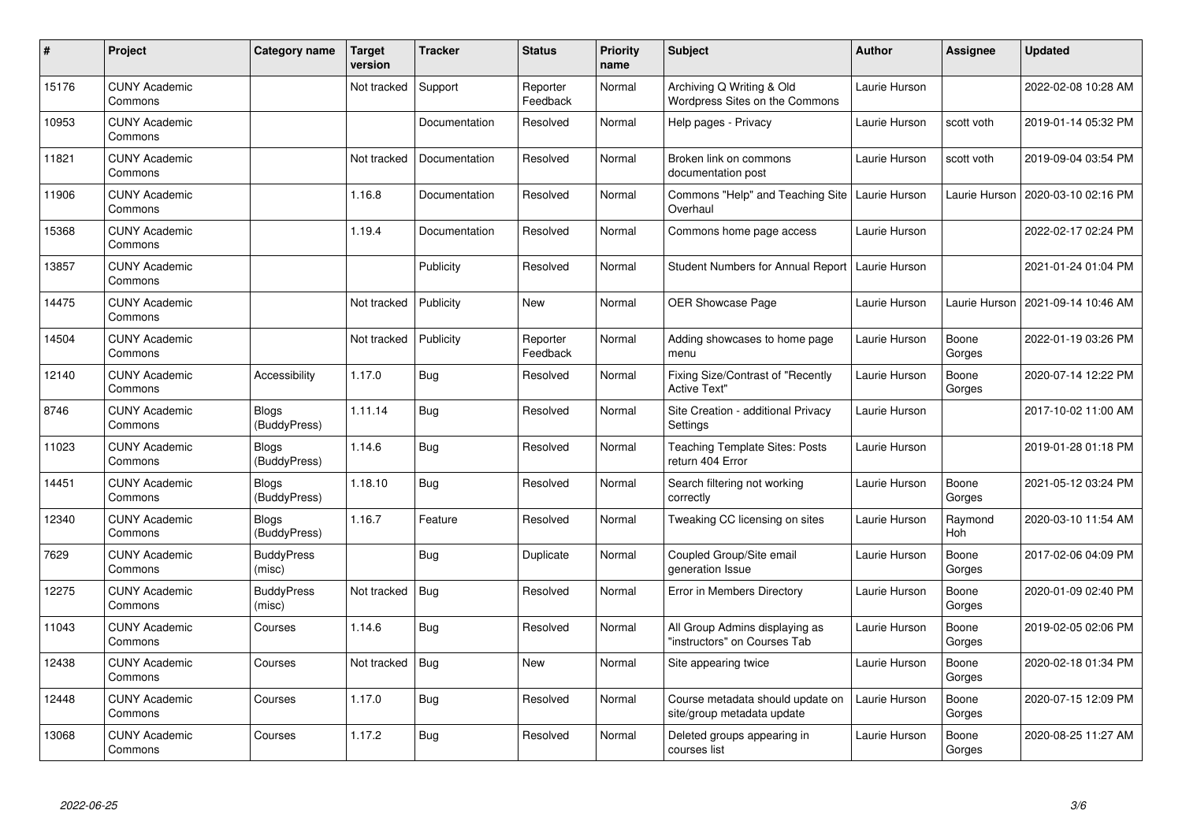| # | Project | Category name | Target version | Tracker | Status | Priority name | Subject | Author | Assignee | Updated |
|---|---|---|---|---|---|---|---|---|---|---|
| 15176 | CUNY Academic Commons | | Not tracked | Support | Reporter Feedback | Normal | Archiving Q Writing & Old Wordpress Sites on the Commons | Laurie Hurson | | 2022-02-08 10:28 AM |
| 10953 | CUNY Academic Commons | | | Documentation | Resolved | Normal | Help pages - Privacy | Laurie Hurson | scott voth | 2019-01-14 05:32 PM |
| 11821 | CUNY Academic Commons | | Not tracked | Documentation | Resolved | Normal | Broken link on commons documentation post | Laurie Hurson | scott voth | 2019-09-04 03:54 PM |
| 11906 | CUNY Academic Commons | | 1.16.8 | Documentation | Resolved | Normal | Commons "Help" and Teaching Site Overhaul | Laurie Hurson | Laurie Hurson | 2020-03-10 02:16 PM |
| 15368 | CUNY Academic Commons | | 1.19.4 | Documentation | Resolved | Normal | Commons home page access | Laurie Hurson | | 2022-02-17 02:24 PM |
| 13857 | CUNY Academic Commons | | | Publicity | Resolved | Normal | Student Numbers for Annual Report | Laurie Hurson | | 2021-01-24 01:04 PM |
| 14475 | CUNY Academic Commons | | Not tracked | Publicity | New | Normal | OER Showcase Page | Laurie Hurson | Laurie Hurson | 2021-09-14 10:46 AM |
| 14504 | CUNY Academic Commons | | Not tracked | Publicity | Reporter Feedback | Normal | Adding showcases to home page menu | Laurie Hurson | Boone Gorges | 2022-01-19 03:26 PM |
| 12140 | CUNY Academic Commons | Accessibility | 1.17.0 | Bug | Resolved | Normal | Fixing Size/Contrast of "Recently Active Text" | Laurie Hurson | Boone Gorges | 2020-07-14 12:22 PM |
| 8746 | CUNY Academic Commons | Blogs (BuddyPress) | 1.11.14 | Bug | Resolved | Normal | Site Creation - additional Privacy Settings | Laurie Hurson | | 2017-10-02 11:00 AM |
| 11023 | CUNY Academic Commons | Blogs (BuddyPress) | 1.14.6 | Bug | Resolved | Normal | Teaching Template Sites: Posts return 404 Error | Laurie Hurson | | 2019-01-28 01:18 PM |
| 14451 | CUNY Academic Commons | Blogs (BuddyPress) | 1.18.10 | Bug | Resolved | Normal | Search filtering not working correctly | Laurie Hurson | Boone Gorges | 2021-05-12 03:24 PM |
| 12340 | CUNY Academic Commons | Blogs (BuddyPress) | 1.16.7 | Feature | Resolved | Normal | Tweaking CC licensing on sites | Laurie Hurson | Raymond Hoh | 2020-03-10 11:54 AM |
| 7629 | CUNY Academic Commons | BuddyPress (misc) | | Bug | Duplicate | Normal | Coupled Group/Site email generation Issue | Laurie Hurson | Boone Gorges | 2017-02-06 04:09 PM |
| 12275 | CUNY Academic Commons | BuddyPress (misc) | Not tracked | Bug | Resolved | Normal | Error in Members Directory | Laurie Hurson | Boone Gorges | 2020-01-09 02:40 PM |
| 11043 | CUNY Academic Commons | Courses | 1.14.6 | Bug | Resolved | Normal | All Group Admins displaying as "instructors" on Courses Tab | Laurie Hurson | Boone Gorges | 2019-02-05 02:06 PM |
| 12438 | CUNY Academic Commons | Courses | Not tracked | Bug | New | Normal | Site appearing twice | Laurie Hurson | Boone Gorges | 2020-02-18 01:34 PM |
| 12448 | CUNY Academic Commons | Courses | 1.17.0 | Bug | Resolved | Normal | Course metadata should update on site/group metadata update | Laurie Hurson | Boone Gorges | 2020-07-15 12:09 PM |
| 13068 | CUNY Academic Commons | Courses | 1.17.2 | Bug | Resolved | Normal | Deleted groups appearing in courses list | Laurie Hurson | Boone Gorges | 2020-08-25 11:27 AM |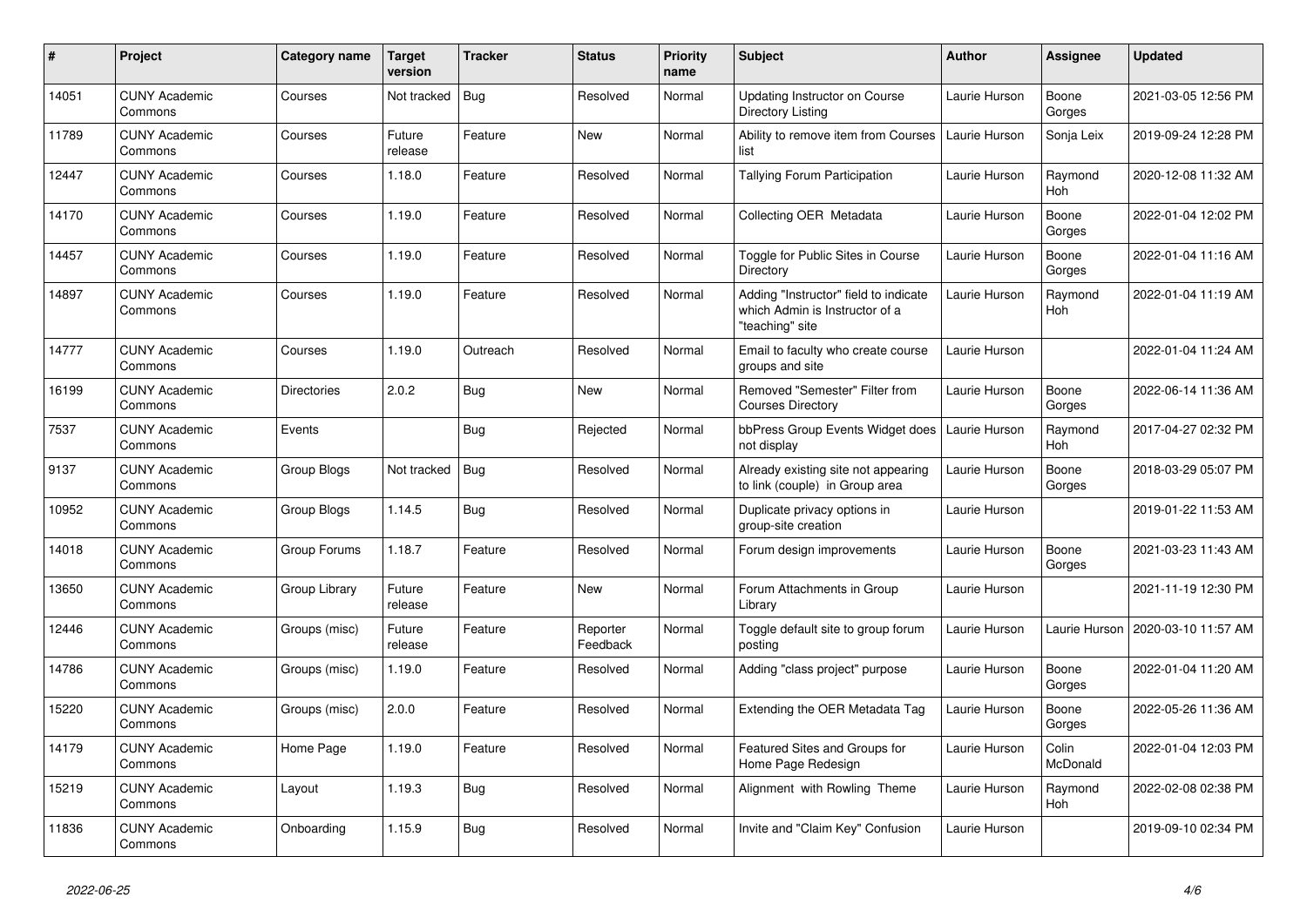| # | Project | Category name | Target version | Tracker | Status | Priority name | Subject | Author | Assignee | Updated |
|---|---|---|---|---|---|---|---|---|---|---|
| 14051 | CUNY Academic Commons | Courses | Not tracked | Bug | Resolved | Normal | Updating Instructor on Course Directory Listing | Laurie Hurson | Boone Gorges | 2021-03-05 12:56 PM |
| 11789 | CUNY Academic Commons | Courses | Future release | Feature | New | Normal | Ability to remove item from Courses list | Laurie Hurson | Sonja Leix | 2019-09-24 12:28 PM |
| 12447 | CUNY Academic Commons | Courses | 1.18.0 | Feature | Resolved | Normal | Tallying Forum Participation | Laurie Hurson | Raymond Hoh | 2020-12-08 11:32 AM |
| 14170 | CUNY Academic Commons | Courses | 1.19.0 | Feature | Resolved | Normal | Collecting OER Metadata | Laurie Hurson | Boone Gorges | 2022-01-04 12:02 PM |
| 14457 | CUNY Academic Commons | Courses | 1.19.0 | Feature | Resolved | Normal | Toggle for Public Sites in Course Directory | Laurie Hurson | Boone Gorges | 2022-01-04 11:16 AM |
| 14897 | CUNY Academic Commons | Courses | 1.19.0 | Feature | Resolved | Normal | Adding "Instructor" field to indicate which Admin is Instructor of a "teaching" site | Laurie Hurson | Raymond Hoh | 2022-01-04 11:19 AM |
| 14777 | CUNY Academic Commons | Courses | 1.19.0 | Outreach | Resolved | Normal | Email to faculty who create course groups and site | Laurie Hurson | | 2022-01-04 11:24 AM |
| 16199 | CUNY Academic Commons | Directories | 2.0.2 | Bug | New | Normal | Removed "Semester" Filter from Courses Directory | Laurie Hurson | Boone Gorges | 2022-06-14 11:36 AM |
| 7537 | CUNY Academic Commons | Events | | Bug | Rejected | Normal | bbPress Group Events Widget does not display | Laurie Hurson | Raymond Hoh | 2017-04-27 02:32 PM |
| 9137 | CUNY Academic Commons | Group Blogs | Not tracked | Bug | Resolved | Normal | Already existing site not appearing to link (couple) in Group area | Laurie Hurson | Boone Gorges | 2018-03-29 05:07 PM |
| 10952 | CUNY Academic Commons | Group Blogs | 1.14.5 | Bug | Resolved | Normal | Duplicate privacy options in group-site creation | Laurie Hurson | | 2019-01-22 11:53 AM |
| 14018 | CUNY Academic Commons | Group Forums | 1.18.7 | Feature | Resolved | Normal | Forum design improvements | Laurie Hurson | Boone Gorges | 2021-03-23 11:43 AM |
| 13650 | CUNY Academic Commons | Group Library | Future release | Feature | New | Normal | Forum Attachments in Group Library | Laurie Hurson | | 2021-11-19 12:30 PM |
| 12446 | CUNY Academic Commons | Groups (misc) | Future release | Feature | Reporter Feedback | Normal | Toggle default site to group forum posting | Laurie Hurson | Laurie Hurson | 2020-03-10 11:57 AM |
| 14786 | CUNY Academic Commons | Groups (misc) | 1.19.0 | Feature | Resolved | Normal | Adding "class project" purpose | Laurie Hurson | Boone Gorges | 2022-01-04 11:20 AM |
| 15220 | CUNY Academic Commons | Groups (misc) | 2.0.0 | Feature | Resolved | Normal | Extending the OER Metadata Tag | Laurie Hurson | Boone Gorges | 2022-05-26 11:36 AM |
| 14179 | CUNY Academic Commons | Home Page | 1.19.0 | Feature | Resolved | Normal | Featured Sites and Groups for Home Page Redesign | Laurie Hurson | Colin McDonald | 2022-01-04 12:03 PM |
| 15219 | CUNY Academic Commons | Layout | 1.19.3 | Bug | Resolved | Normal | Alignment with Rowling Theme | Laurie Hurson | Raymond Hoh | 2022-02-08 02:38 PM |
| 11836 | CUNY Academic Commons | Onboarding | 1.15.9 | Bug | Resolved | Normal | Invite and "Claim Key" Confusion | Laurie Hurson | | 2019-09-10 02:34 PM |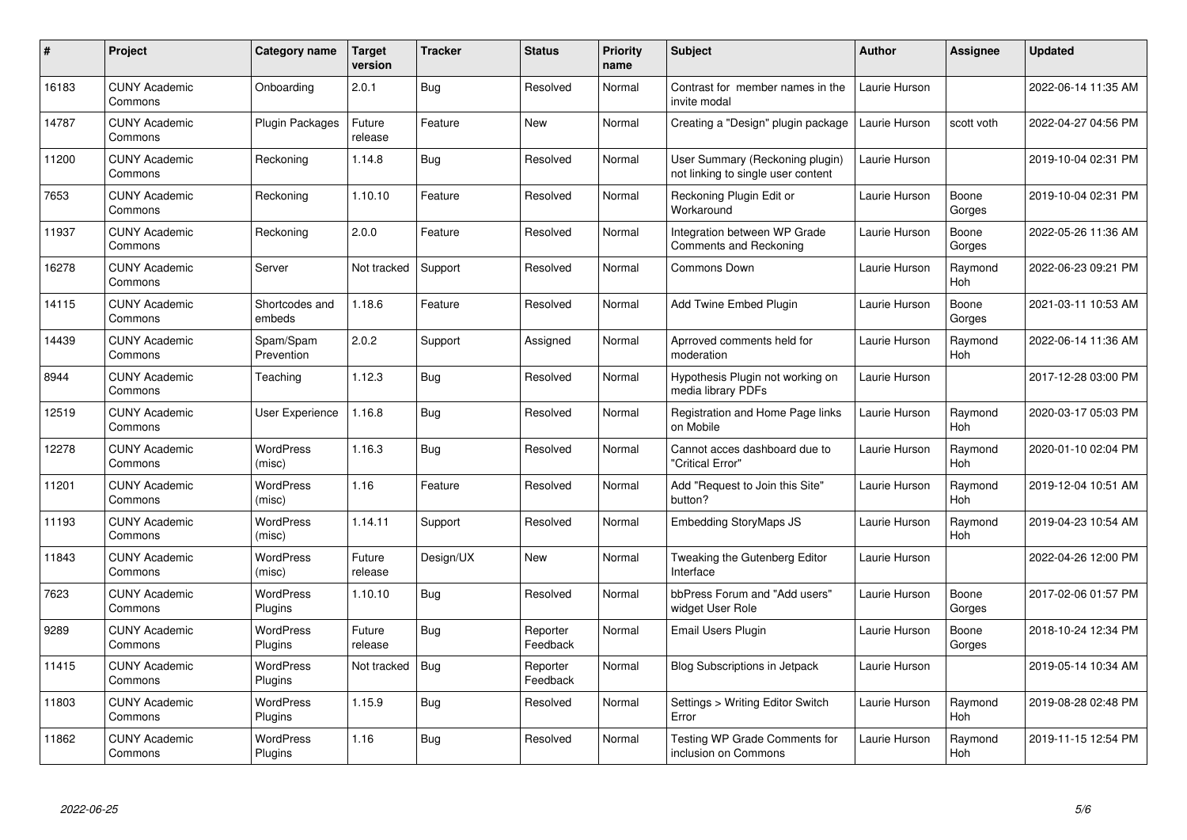| # | Project | Category name | Target version | Tracker | Status | Priority name | Subject | Author | Assignee | Updated |
|---|---|---|---|---|---|---|---|---|---|---|
| 16183 | CUNY Academic Commons | Onboarding | 2.0.1 | Bug | Resolved | Normal | Contrast for member names in the invite modal | Laurie Hurson | | 2022-06-14 11:35 AM |
| 14787 | CUNY Academic Commons | Plugin Packages | Future release | Feature | New | Normal | Creating a "Design" plugin package | Laurie Hurson | scott voth | 2022-04-27 04:56 PM |
| 11200 | CUNY Academic Commons | Reckoning | 1.14.8 | Bug | Resolved | Normal | User Summary (Reckoning plugin) not linking to single user content | Laurie Hurson | | 2019-10-04 02:31 PM |
| 7653 | CUNY Academic Commons | Reckoning | 1.10.10 | Feature | Resolved | Normal | Reckoning Plugin Edit or Workaround | Laurie Hurson | Boone Gorges | 2019-10-04 02:31 PM |
| 11937 | CUNY Academic Commons | Reckoning | 2.0.0 | Feature | Resolved | Normal | Integration between WP Grade Comments and Reckoning | Laurie Hurson | Boone Gorges | 2022-05-26 11:36 AM |
| 16278 | CUNY Academic Commons | Server | Not tracked | Support | Resolved | Normal | Commons Down | Laurie Hurson | Raymond Hoh | 2022-06-23 09:21 PM |
| 14115 | CUNY Academic Commons | Shortcodes and embeds | 1.18.6 | Feature | Resolved | Normal | Add Twine Embed Plugin | Laurie Hurson | Boone Gorges | 2021-03-11 10:53 AM |
| 14439 | CUNY Academic Commons | Spam/Spam Prevention | 2.0.2 | Support | Assigned | Normal | Aprroved comments held for moderation | Laurie Hurson | Raymond Hoh | 2022-06-14 11:36 AM |
| 8944 | CUNY Academic Commons | Teaching | 1.12.3 | Bug | Resolved | Normal | Hypothesis Plugin not working on media library PDFs | Laurie Hurson | | 2017-12-28 03:00 PM |
| 12519 | CUNY Academic Commons | User Experience | 1.16.8 | Bug | Resolved | Normal | Registration and Home Page links on Mobile | Laurie Hurson | Raymond Hoh | 2020-03-17 05:03 PM |
| 12278 | CUNY Academic Commons | WordPress (misc) | 1.16.3 | Bug | Resolved | Normal | Cannot acces dashboard due to "Critical Error" | Laurie Hurson | Raymond Hoh | 2020-01-10 02:04 PM |
| 11201 | CUNY Academic Commons | WordPress (misc) | 1.16 | Feature | Resolved | Normal | Add "Request to Join this Site" button? | Laurie Hurson | Raymond Hoh | 2019-12-04 10:51 AM |
| 11193 | CUNY Academic Commons | WordPress (misc) | 1.14.11 | Support | Resolved | Normal | Embedding StoryMaps JS | Laurie Hurson | Raymond Hoh | 2019-04-23 10:54 AM |
| 11843 | CUNY Academic Commons | WordPress (misc) | Future release | Design/UX | New | Normal | Tweaking the Gutenberg Editor Interface | Laurie Hurson | | 2022-04-26 12:00 PM |
| 7623 | CUNY Academic Commons | WordPress Plugins | 1.10.10 | Bug | Resolved | Normal | bbPress Forum and "Add users" widget User Role | Laurie Hurson | Boone Gorges | 2017-02-06 01:57 PM |
| 9289 | CUNY Academic Commons | WordPress Plugins | Future release | Bug | Reporter Feedback | Normal | Email Users Plugin | Laurie Hurson | Boone Gorges | 2018-10-24 12:34 PM |
| 11415 | CUNY Academic Commons | WordPress Plugins | Not tracked | Bug | Reporter Feedback | Normal | Blog Subscriptions in Jetpack | Laurie Hurson | | 2019-05-14 10:34 AM |
| 11803 | CUNY Academic Commons | WordPress Plugins | 1.15.9 | Bug | Resolved | Normal | Settings > Writing Editor Switch Error | Laurie Hurson | Raymond Hoh | 2019-08-28 02:48 PM |
| 11862 | CUNY Academic Commons | WordPress Plugins | 1.16 | Bug | Resolved | Normal | Testing WP Grade Comments for inclusion on Commons | Laurie Hurson | Raymond Hoh | 2019-11-15 12:54 PM |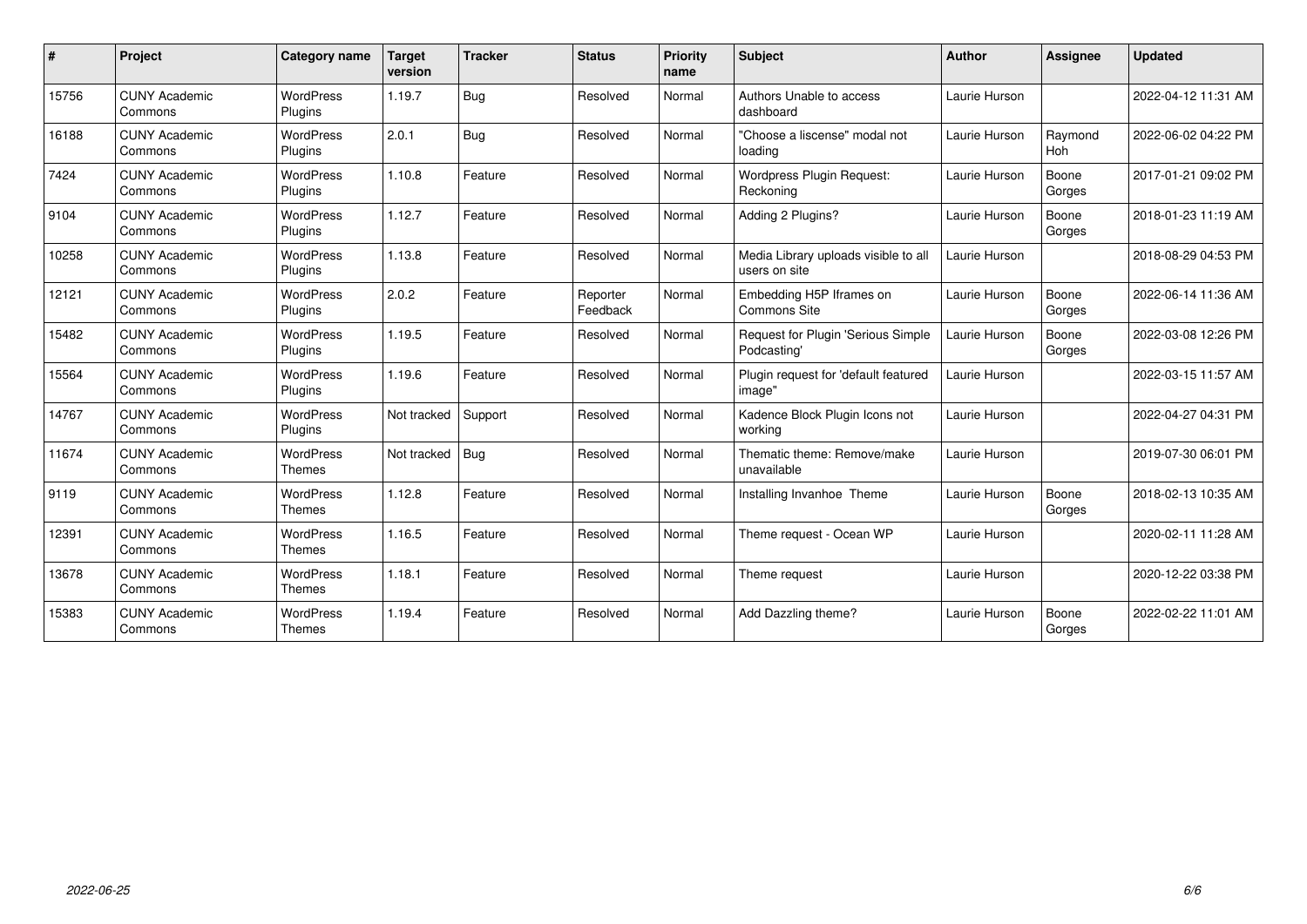| # | Project | Category name | Target version | Tracker | Status | Priority name | Subject | Author | Assignee | Updated |
|---|---|---|---|---|---|---|---|---|---|---|
| 15756 | CUNY Academic Commons | WordPress Plugins | 1.19.7 | Bug | Resolved | Normal | Authors Unable to access dashboard | Laurie Hurson | | 2022-04-12 11:31 AM |
| 16188 | CUNY Academic Commons | WordPress Plugins | 2.0.1 | Bug | Resolved | Normal | "Choose a liscense" modal not loading | Laurie Hurson | Raymond Hoh | 2022-06-02 04:22 PM |
| 7424 | CUNY Academic Commons | WordPress Plugins | 1.10.8 | Feature | Resolved | Normal | Wordpress Plugin Request: Reckoning | Laurie Hurson | Boone Gorges | 2017-01-21 09:02 PM |
| 9104 | CUNY Academic Commons | WordPress Plugins | 1.12.7 | Feature | Resolved | Normal | Adding 2 Plugins? | Laurie Hurson | Boone Gorges | 2018-01-23 11:19 AM |
| 10258 | CUNY Academic Commons | WordPress Plugins | 1.13.8 | Feature | Resolved | Normal | Media Library uploads visible to all users on site | Laurie Hurson | | 2018-08-29 04:53 PM |
| 12121 | CUNY Academic Commons | WordPress Plugins | 2.0.2 | Feature | Reporter Feedback | Normal | Embedding H5P Iframes on Commons Site | Laurie Hurson | Boone Gorges | 2022-06-14 11:36 AM |
| 15482 | CUNY Academic Commons | WordPress Plugins | 1.19.5 | Feature | Resolved | Normal | Request for Plugin 'Serious Simple Podcasting' | Laurie Hurson | Boone Gorges | 2022-03-08 12:26 PM |
| 15564 | CUNY Academic Commons | WordPress Plugins | 1.19.6 | Feature | Resolved | Normal | Plugin request for 'default featured image" | Laurie Hurson | | 2022-03-15 11:57 AM |
| 14767 | CUNY Academic Commons | WordPress Plugins | Not tracked | Support | Resolved | Normal | Kadence Block Plugin Icons not working | Laurie Hurson | | 2022-04-27 04:31 PM |
| 11674 | CUNY Academic Commons | WordPress Themes | Not tracked | Bug | Resolved | Normal | Thematic theme: Remove/make unavailable | Laurie Hurson | | 2019-07-30 06:01 PM |
| 9119 | CUNY Academic Commons | WordPress Themes | 1.12.8 | Feature | Resolved | Normal | Installing Invanhoe Theme | Laurie Hurson | Boone Gorges | 2018-02-13 10:35 AM |
| 12391 | CUNY Academic Commons | WordPress Themes | 1.16.5 | Feature | Resolved | Normal | Theme request - Ocean WP | Laurie Hurson | | 2020-02-11 11:28 AM |
| 13678 | CUNY Academic Commons | WordPress Themes | 1.18.1 | Feature | Resolved | Normal | Theme request | Laurie Hurson | | 2020-12-22 03:38 PM |
| 15383 | CUNY Academic Commons | WordPress Themes | 1.19.4 | Feature | Resolved | Normal | Add Dazzling theme? | Laurie Hurson | Boone Gorges | 2022-02-22 11:01 AM |